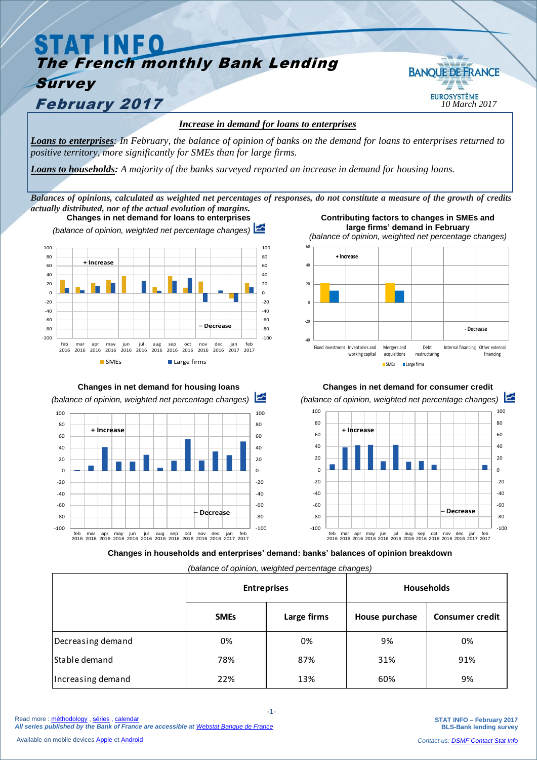# STAT INFO

## The French monthly Bank Lending Survey

## February 2017

BANQUE DE FRANCE
EUROSYSTÈME
*10 March 2017*

### *Increase in demand for loans to enterprises*

***Loans to enterprises****: In February, the balance of opinion of banks on the demand for loans to enterprises returned to positive territory, more significantly for SMEs than for large firms.*

***Loans to households:*** *A majority of the banks surveyed reported an increase in demand for housing loans.*

***Balances of opinions, calculated as weighted net percentages of responses, do not constitute a measure of the growth of credits actually distributed, nor of the actual evolution of margins.***

**Changes in net demand for loans to enterprises**
*(balance of opinion, weighted net percentage changes)*

**Contributing factors to changes in SMEs and large firms' demand in February**
*(balance of opinion, weighted net percentage changes)*

**Changes in net demand for housing loans**
*(balance of opinion, weighted net percentage changes)*

**Changes in net demand for consumer credit**
*(balance of opinion, weighted net percentage changes)*

**Changes in households and enterprises' demand: banks' balances of opinion breakdown**

*(balance of opinion, weighted percentage changes)*

| | Entreprises | | Households | |
|---|---|---|---|---|
| | **SMEs** | **Large firms** | **House purchase** | **Consumer credit** |
| Decreasing demand | 0% | 0% | 9% | 0% |
| Stable demand | 78% | 87% | 31% | 91% |
| Increasing demand | 22% | 13% | 60% | 9% |

Read more : méthodology , séries , calendar
***All series published by the Bank of France are accessible at Webstat Banque de France***

Available on mobile devices Apple et Android

**STAT INFO – February 2017**
**BLS-Bank lending survey**

*Contact us: DSMF Contact Stat Info*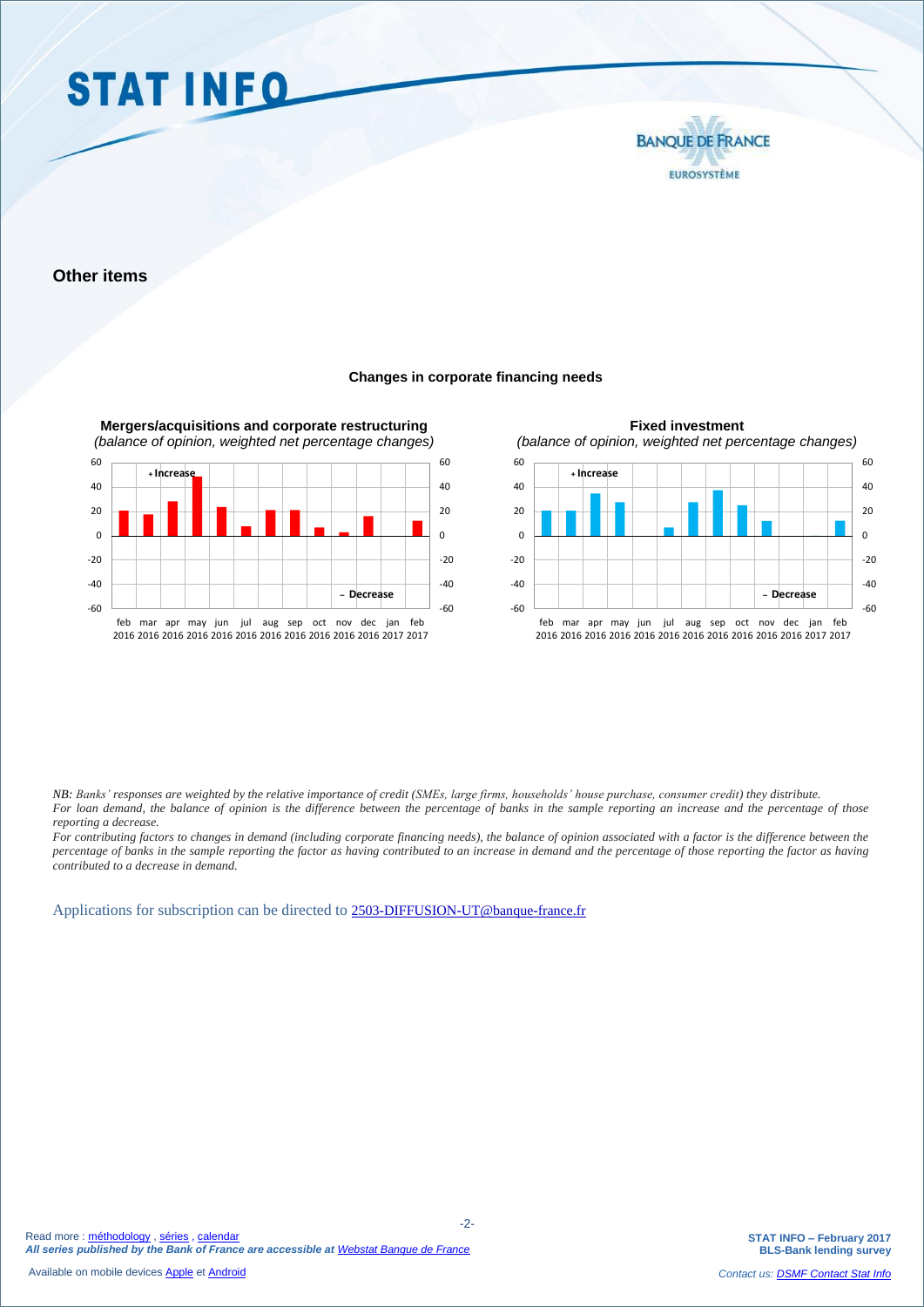## Other items

**Changes in corporate financing needs**

**Mergers/acquisitions and corporate restructuring**
*(balance of opinion, weighted net percentage changes)*

60
40
20
0
-20
-40
-60

+ Increase
– Decrease

feb 2016 mar 2016 apr 2016 may 2016 jun 2016 jul 2016 aug 2016 sep 2016 oct 2016 nov 2016 dec 2016 jan 2017 feb 2017

**Fixed investment**
*(balance of opinion, weighted net percentage changes)*

60
40
20
0
-20
-40
-60

+ Increase
– Decrease

feb 2016 mar 2016 apr 2016 may 2016 jun 2016 jul 2016 aug 2016 sep 2016 oct 2016 nov 2016 dec 2016 jan 2017 feb 2017

*NB: Banks' responses are weighted by the relative importance of credit (SMEs, large firms, households' house purchase, consumer credit) they distribute.*
*For loan demand, the balance of opinion is the difference between the percentage of banks in the sample reporting an increase and the percentage of those reporting a decrease.*
*For contributing factors to changes in demand (including corporate financing needs), the balance of opinion associated with a factor is the difference between the percentage of banks in the sample reporting the factor as having contributed to an increase in demand and the percentage of those reporting the factor as having contributed to a decrease in demand.*

Applications for subscription can be directed to 2503-DIFFUSION-UT@banque-france.fr